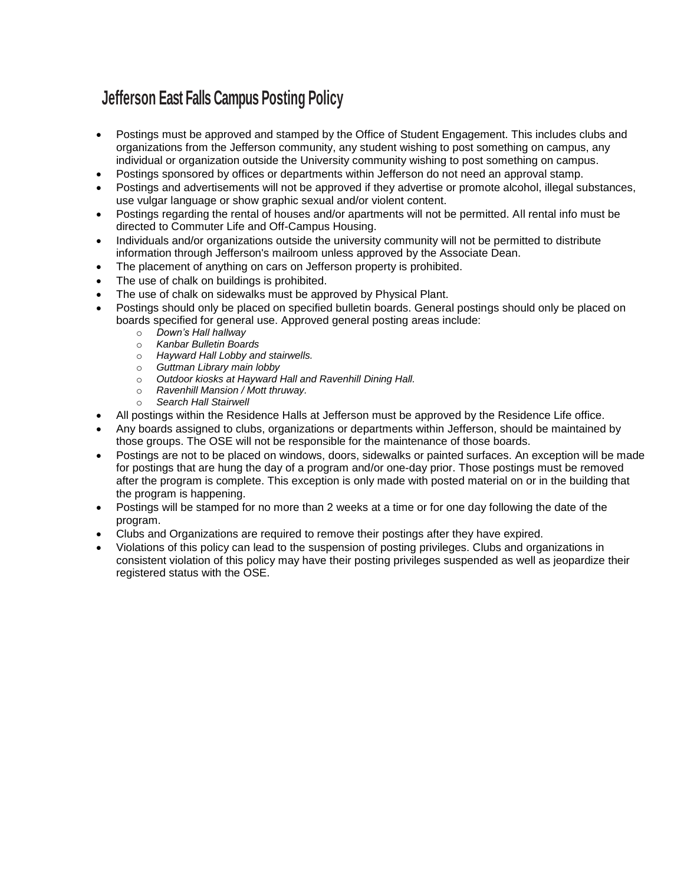# Jefferson East Falls Campus Posting Policy

- Postings must be approved and stamped by the Office of Student Engagement. This includes clubs and organizations from the Jefferson community, any student wishing to post something on campus, any individual or organization outside the University community wishing to post something on campus.
- Postings sponsored by offices or departments within Jefferson do not need an approval stamp.
- Postings and advertisements will not be approved if they advertise or promote alcohol, illegal substances, use vulgar language or show graphic sexual and/or violent content.
- Postings regarding the rental of houses and/or apartments will not be permitted. All rental info must be directed to Commuter Life and Off-Campus Housing.
- Individuals and/or organizations outside the university community will not be permitted to distribute information through Jefferson's mailroom unless approved by the Associate Dean.
- The placement of anything on cars on Jefferson property is prohibited.
- The use of chalk on buildings is prohibited.
- The use of chalk on sidewalks must be approved by Physical Plant.
- Postings should only be placed on specified bulletin boards. General postings should only be placed on boards specified for general use. Approved general posting areas include:
    - *Down's Hall hallway*
    - *Kanbar Bulletin Boards*
    - *Hayward Hall Lobby and stairwells.*
    - *Guttman Library main lobby*
    - *Outdoor kiosks at Hayward Hall and Ravenhill Dining Hall.*
    - *Ravenhill Mansion / Mott thruway.*
    - *Search Hall Stairwell*
- All postings within the Residence Halls at Jefferson must be approved by the Residence Life office.
- Any boards assigned to clubs, organizations or departments within Jefferson, should be maintained by those groups. The OSE will not be responsible for the maintenance of those boards.
- Postings are not to be placed on windows, doors, sidewalks or painted surfaces. An exception will be made for postings that are hung the day of a program and/or one-day prior. Those postings must be removed after the program is complete. This exception is only made with posted material on or in the building that the program is happening.
- Postings will be stamped for no more than 2 weeks at a time or for one day following the date of the program.
- Clubs and Organizations are required to remove their postings after they have expired.
- Violations of this policy can lead to the suspension of posting privileges. Clubs and organizations in consistent violation of this policy may have their posting privileges suspended as well as jeopardize their registered status with the OSE.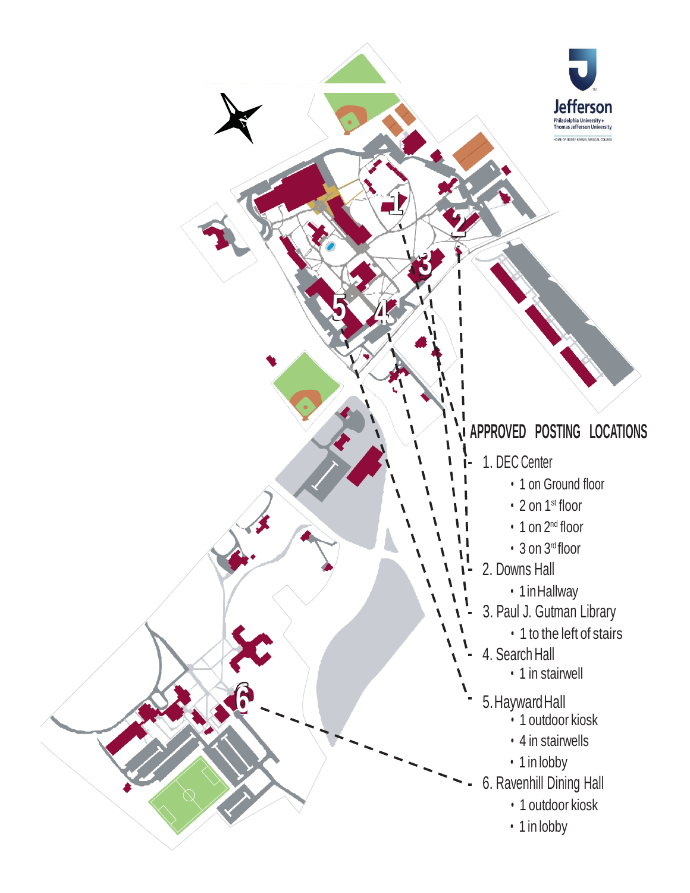Jefferson

Philadelphia University + Thomas Jefferson University

HOME OF SIDNEY KIMMEL MEDICAL COLLEGE

## APPROVED POSTING LOCATIONS

1. DEC Center
   - 1 on Ground floor
   - 2 on 1st floor
   - 1 on 2nd floor
   - 3 on 3rd floor
2. Downs Hall
   - 1 in Hallway
3. Paul J. Gutman Library
   - 1 to the left of stairs
4. Search Hall
   - 1 in stairwell
5. Hayward Hall
   - 1 outdoor kiosk
   - 4 in stairwells
   - 1 in lobby
6. Ravenhill Dining Hall
   - 1 outdoor kiosk
   - 1 in lobby